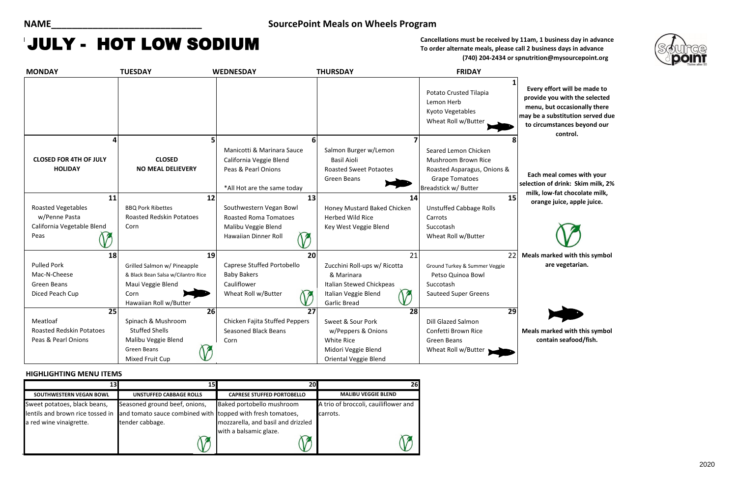NAME_______________________________ **SourcePoint Meals on Wheels Program**

# JULY - HOT LOW SODIUM

**Cancellations must be received by 11am, 1 business day in advance**
**To order alternate meals, please call 2 business days in advance**
**(740) 204-2434 or spnutrition@mysourcepoint.org**

| MONDAY | TUESDAY | WEDNESDAY | THURSDAY | FRIDAY |
|---|---|---|---|---|
| | | | | **1** Potato Crusted Tilapia, Lemon Herb, Kyoto Vegetables, Wheat Roll w/Butter (fish) |
| **4** **CLOSED FOR 4TH OF JULY HOLIDAY** | **5** **CLOSED NO MEAL DELIEVERY** | **6** Manicotti & Marinara Sauce, California Veggie Blend, Peas & Pearl Onions, *All Hot are the same today | **7** Salmon Burger w/Lemon Basil Aioli, Roasted Sweet Potaotes, Green Beans (fish) | **8** Seared Lemon Chicken, Mushroom Brown Rice, Roasted Asparagus, Onions & Grape Tomatoes, Breadstick w/ Butter |
| **11** Roasted Vegetables w/Penne Pasta, California Vegetable Blend, Peas (vegetarian) | **12** BBQ Pork Ribettes, Roasted Redskin Potatoes, Corn | **13** Southwestern Vegan Bowl, Roasted Roma Tomatoes, Malibu Veggie Blend, Hawaiian Dinner Roll (vegetarian) | **14** Honey Mustard Baked Chicken, Herbed Wild Rice, Key West Veggie Blend | **15** Unstuffed Cabbage Rolls, Carrots, Succotash, Wheat Roll w/Butter |
| **18** Pulled Pork, Mac-N-Cheese, Green Beans, Diced Peach Cup | **19** Grilled Salmon w/ Pineapple & Black Bean Salsa w/Cilantro Rice, Maui Veggie Blend, Corn, Hawaiian Roll w/Butter (fish) | **20** Caprese Stuffed Portobello, Baby Bakers, Cauliflower, Wheat Roll w/Butter (vegetarian) | **21** Zucchini Roll-ups w/ Ricotta & Marinara, Italian Stewed Chickpeas, Italian Veggie Blend, Garlic Bread (vegetarian) | **22** Ground Turkey & Summer Veggie Petso Quinoa Bowl, Succotash, Sauteed Super Greens |
| **25** Meatloaf, Roasted Redskin Potatoes, Peas & Pearl Onions | **26** Spinach & Mushroom Stuffed Shells, Malibu Veggie Blend, Green Beans, Mixed Fruit Cup (vegetarian) | **27** Chicken Fajita Stuffed Peppers, Seasoned Black Beans, Corn | **28** Sweet & Sour Pork w/Peppers & Onions, White Rice, Midori Veggie Blend, Oriental Veggie Blend | **29** Dill Glazed Salmon, Confetti Brown Rice, Green Beans, Wheat Roll w/Butter (fish) |

**Every effort will be made to provide you with the selected menu, but occasionally there may be a substitution served due to circumstances beyond our control.**

**Each meal comes with your selection of drink: Skim milk, 2% milk, low-fat chocolate milk, orange juice, apple juice.**

**Meals marked with this symbol (V) are vegetarian.**

**Meals marked with this symbol (fish) contain seafood/fish.**

### HIGHLIGHTING MENU ITEMS

| 13 | 15 | 20 | 26 |
|---|---|---|---|
| **SOUTHWESTERN VEGAN BOWL** | **UNSTUFFED CABBAGE ROLLS** | **CAPRESE STUFFED PORTOBELLO** | **MALIBU VEGGIE BLEND** |
| Sweet potatoes, black beans, lentils and brown rice tossed in a red wine vinaigrette. (vegetarian) | Seasoned ground beef, onions, and tomato sauce combined with tender cabbage. (vegetarian) | Baked portobello mushroom topped with fresh tomatoes, mozzarella, and basil and drizzled with a balsamic glaze. (vegetarian) | A trio of broccoli, cauiliflower and carrots. (vegetarian) |

2020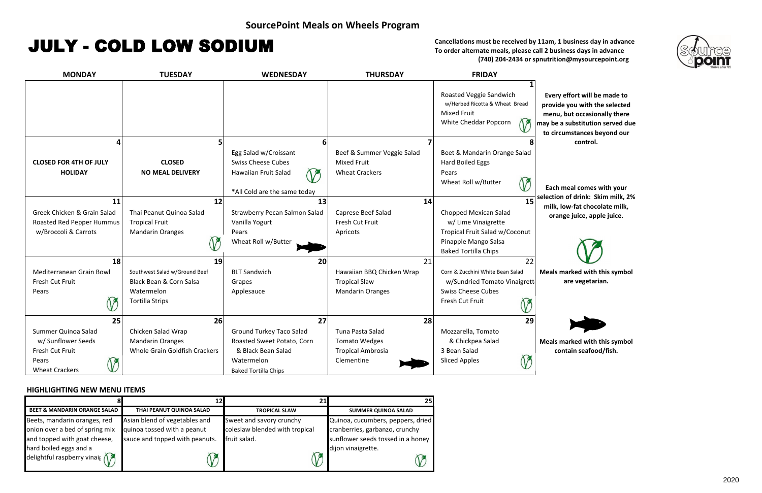SourcePoint Meals on Wheels Program

# JULY - COLD LOW SODIUM

**Cancellations must be received by 11am, 1 business day in advance**
**To order alternate meals, please call 2 business days in advance**
**(740) 204-2434 or spnutrition@mysourcepoint.org**

| MONDAY | TUESDAY | WEDNESDAY | THURSDAY | FRIDAY |
|---|---|---|---|---|
| | | | | **1** Roasted Veggie Sandwich w/Herbed Ricotta & Wheat Bread, Mixed Fruit, White Cheddar Popcorn (V) |
| **4** **CLOSED FOR 4TH OF JULY HOLIDAY** | **5** **CLOSED NO MEAL DELIVERY** | **6** Egg Salad w/Croissant, Swiss Cheese Cubes, Hawaiian Fruit Salad (V) *All Cold are the same today | **7** Beef & Summer Veggie Salad, Mixed Fruit, Wheat Crackers | **8** Beet & Mandarin Orange Salad, Hard Boiled Eggs, Pears, Wheat Roll w/Butter (V) |
| **11** Greek Chicken & Grain Salad, Roasted Red Pepper Hummus w/Broccoli & Carrots | **12** Thai Peanut Quinoa Salad, Tropical Fruit, Mandarin Oranges (V) | **13** Strawberry Pecan Salmon Salad, Vanilla Yogurt, Pears, Wheat Roll w/Butter (fish) | **14** Caprese Beef Salad, Fresh Cut Fruit, Apricots | **15** Chopped Mexican Salad w/ Lime Vinaigrette, Tropical Fruit Salad w/Coconut, Pinapple Mango Salsa, Baked Tortilla Chips |
| **18** Mediterranean Grain Bowl, Fresh Cut Fruit, Pears (V) | **19** Southwest Salad w/Ground Beef, Black Bean & Corn Salsa, Watermelon, Tortilla Strips | **20** BLT Sandwich, Grapes, Applesauce | **21** Hawaiian BBQ Chicken Wrap, Tropical Slaw, Mandarin Oranges | **22** Corn & Zucchini White Bean Salad w/Sundried Tomato Vinaigrett, Swiss Cheese Cubes, Fresh Cut Fruit (V) |
| **25** Summer Quinoa Salad w/ Sunflower Seeds, Fresh Cut Fruit, Pears, Wheat Crackers (V) | **26** Chicken Salad Wrap, Mandarin Oranges, Whole Grain Goldfish Crackers | **27** Ground Turkey Taco Salad, Roasted Sweet Potato, Corn & Black Bean Salad, Watermelon, Baked Tortilla Chips | **28** Tuna Pasta Salad, Tomato Wedges, Tropical Ambrosia, Clementine (fish) | **29** Mozzarella, Tomato & Chickpea Salad, 3 Bean Salad, Sliced Apples (V) |

**Every effort will be made to provide you with the selected menu, but occasionally there may be a substitution served due to circumstances beyond our control.**

**Each meal comes with your selection of drink: Skim milk, 2% milk, low-fat chocolate milk, orange juice, apple juice.**

**Meals marked with this symbol (V) are vegetarian.**

**Meals marked with this symbol (fish) contain seafood/fish.**

### HIGHLIGHTING NEW MENU ITEMS

| 8 | 12 | 21 | 25 |
|---|---|---|---|
| **BEET & MANDARIN ORANGE SALAD** | **THAI PEANUT QUINOA SALAD** | **TROPICAL SLAW** | **SUMMER QUINOA SALAD** |
| Beets, mandarin oranges, red onion over a bed of spring mix and topped with goat cheese, hard boiled eggs and a delightful raspberry vinai (V) | Asian blend of vegetables and quinoa tossed with a peanut sauce and topped with peanuts. (V) | Sweet and savory crunchy coleslaw blended with tropical fruit salad. (V) | Quinoa, cucumbers, peppers, dried cranberries, garbanzo, crunchy sunflower seeds tossed in a honey dijon vinaigrette. (V) |

2020